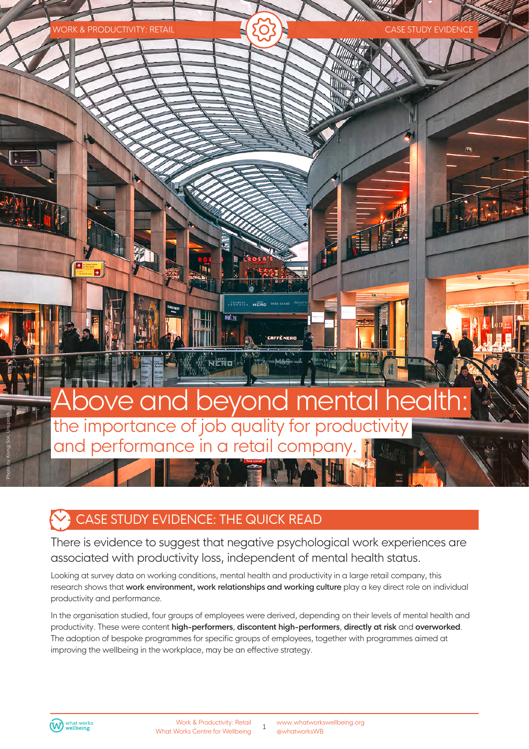WORK & PRODUCTIVITY: RETAIL

CASE STUDY EVIDENCE

# Above and beyond mental health:

## the importance of job quality for productivity and performance in a retail company.

Photo by Kang Sok, Unsplash

## CASE STUDY EVIDENCE: THE QUICK READ

There is evidence to suggest that negative psychological work experiences are associated with productivity loss, independent of mental health status.

Looking at survey data on working conditions, mental health and productivity in a large retail company, this research shows that **work environment, work relationships and working culture** play a key direct role on individual productivity and performance.

In the organisation studied, four groups of employees were derived, depending on their levels of mental health and productivity. These were content **high-performers**, **discontent high-performers**, **directly at risk** and **overworked**. The adoption of bespoke programmes for specific groups of employees, together with programmes aimed at improving the wellbeing in the workplace, may be an effective strategy.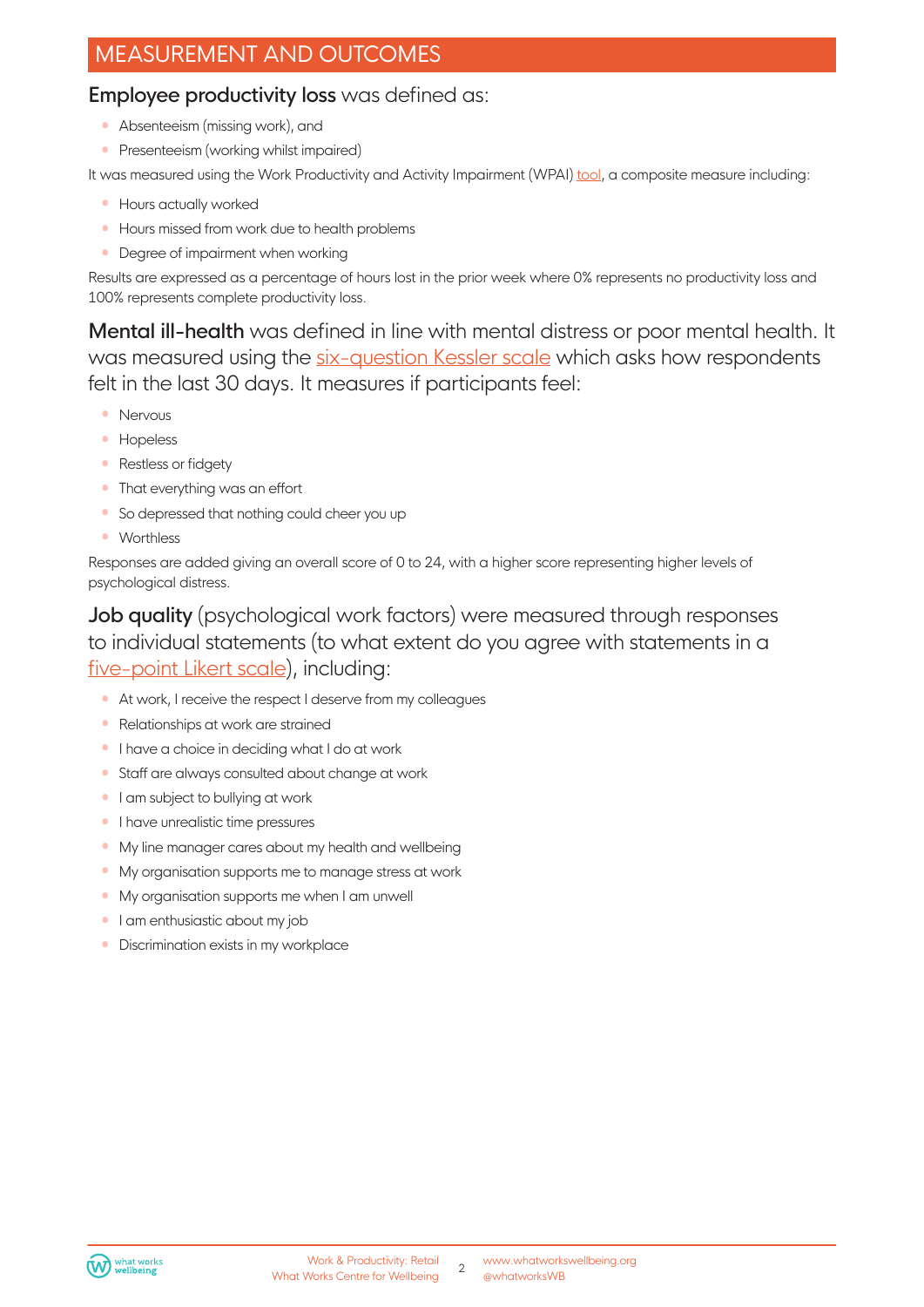## MEASUREMENT AND OUTCOMES

**Employee productivity loss** was defined as:

- Absenteeism (missing work), and
- Presenteeism (working whilst impaired)

It was measured using the Work Productivity and Activity Impairment (WPAI) tool, a composite measure including:

- Hours actually worked
- Hours missed from work due to health problems
- Degree of impairment when working

Results are expressed as a percentage of hours lost in the prior week where 0% represents no productivity loss and 100% represents complete productivity loss.

**Mental ill-health** was defined in line with mental distress or poor mental health. It was measured using the six-question Kessler scale which asks how respondents felt in the last 30 days. It measures if participants feel:

- Nervous
- Hopeless
- Restless or fidgety
- That everything was an effort
- So depressed that nothing could cheer you up
- Worthless

Responses are added giving an overall score of 0 to 24, with a higher score representing higher levels of psychological distress.

**Job quality** (psychological work factors) were measured through responses to individual statements (to what extent do you agree with statements in a five-point Likert scale), including:

- At work, I receive the respect I deserve from my colleagues
- Relationships at work are strained
- I have a choice in deciding what I do at work
- Staff are always consulted about change at work
- I am subject to bullying at work
- I have unrealistic time pressures
- My line manager cares about my health and wellbeing
- My organisation supports me to manage stress at work
- My organisation supports me when I am unwell
- I am enthusiastic about my job
- Discrimination exists in my workplace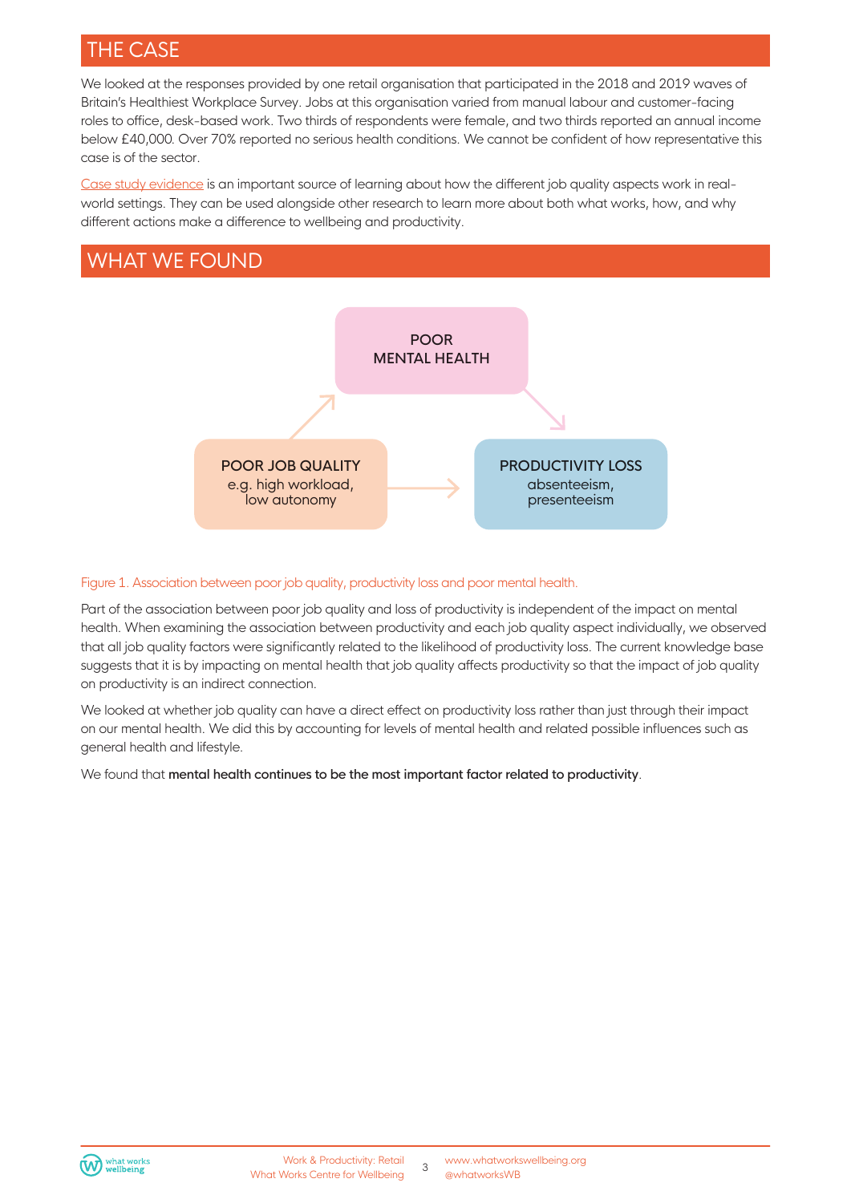## THE CASE

We looked at the responses provided by one retail organisation that participated in the 2018 and 2019 waves of Britain's Healthiest Workplace Survey. Jobs at this organisation varied from manual labour and customer-facing roles to office, desk-based work. Two thirds of respondents were female, and two thirds reported an annual income below £40,000. Over 70% reported no serious health conditions. We cannot be confident of how representative this case is of the sector.

Case study evidence is an important source of learning about how the different job quality aspects work in real-world settings. They can be used alongside other research to learn more about both what works, how, and why different actions make a difference to wellbeing and productivity.

## WHAT WE FOUND

POOR MENTAL HEALTH

POOR JOB QUALITY
e.g. high workload, low autonomy

PRODUCTIVITY LOSS
absenteeism, presenteeism

Figure 1. Association between poor job quality, productivity loss and poor mental health.

Part of the association between poor job quality and loss of productivity is independent of the impact on mental health. When examining the association between productivity and each job quality aspect individually, we observed that all job quality factors were significantly related to the likelihood of productivity loss. The current knowledge base suggests that it is by impacting on mental health that job quality affects productivity so that the impact of job quality on productivity is an indirect connection.

We looked at whether job quality can have a direct effect on productivity loss rather than just through their impact on our mental health. We did this by accounting for levels of mental health and related possible influences such as general health and lifestyle.

We found that **mental health continues to be the most important factor related to productivity**.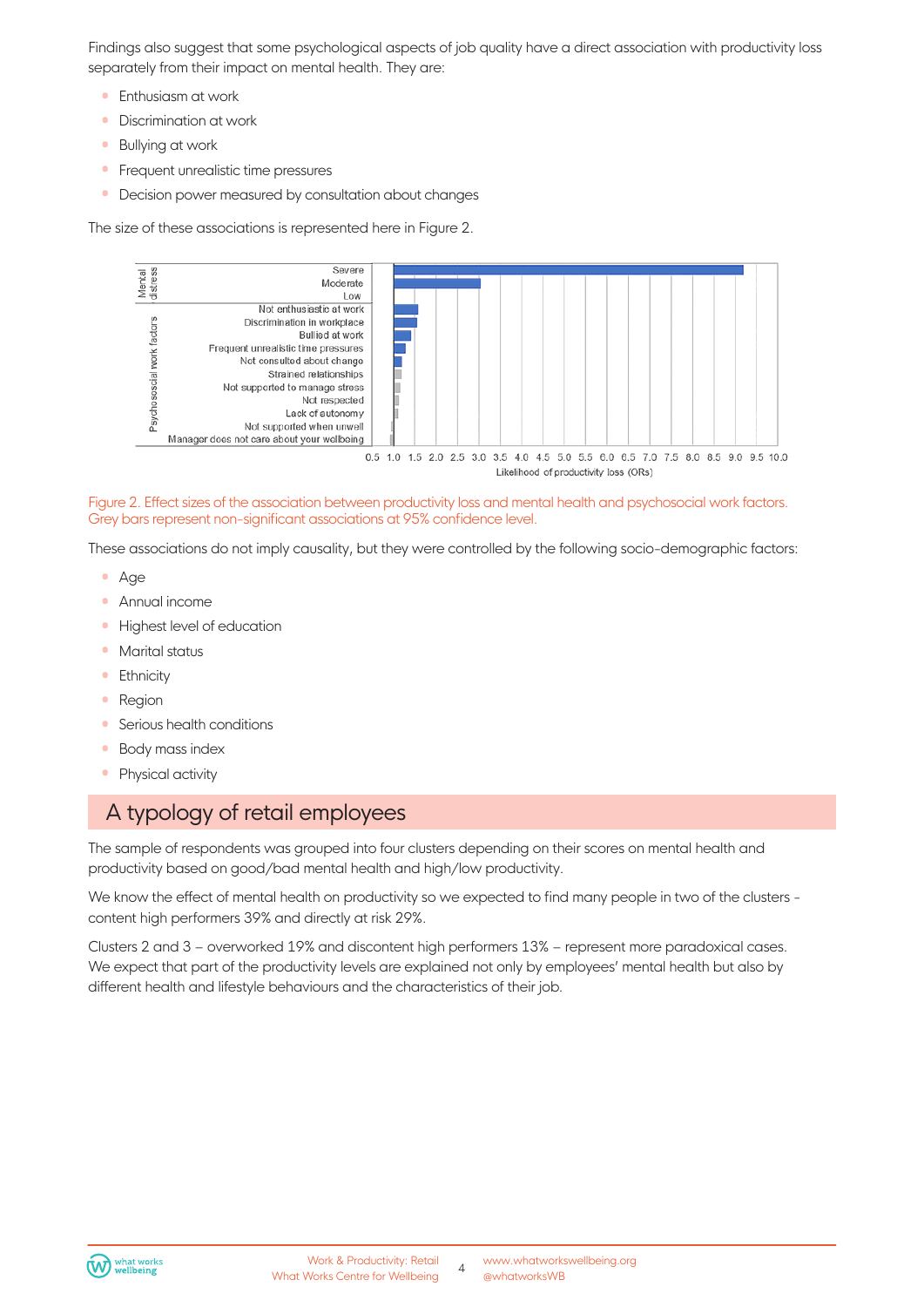Findings also suggest that some psychological aspects of job quality have a direct association with productivity loss separately from their impact on mental health. They are:

- Enthusiasm at work
- Discrimination at work
- Bullying at work
- Frequent unrealistic time pressures
- Decision power measured by consultation about changes

The size of these associations is represented here in Figure 2.

Figure 2. Effect sizes of the association between productivity loss and mental health and psychosocial work factors. Grey bars represent non-significant associations at 95% confidence level.

These associations do not imply causality, but they were controlled by the following socio-demographic factors:

- Age
- Annual income
- Highest level of education
- Marital status
- Ethnicity
- Region
- Serious health conditions
- Body mass index
- Physical activity

## A typology of retail employees

The sample of respondents was grouped into four clusters depending on their scores on mental health and productivity based on good/bad mental health and high/low productivity.

We know the effect of mental health on productivity so we expected to find many people in two of the clusters - content high performers 39% and directly at risk 29%.

Clusters 2 and 3 – overworked 19% and discontent high performers 13% – represent more paradoxical cases. We expect that part of the productivity levels are explained not only by employees' mental health but also by different health and lifestyle behaviours and the characteristics of their job.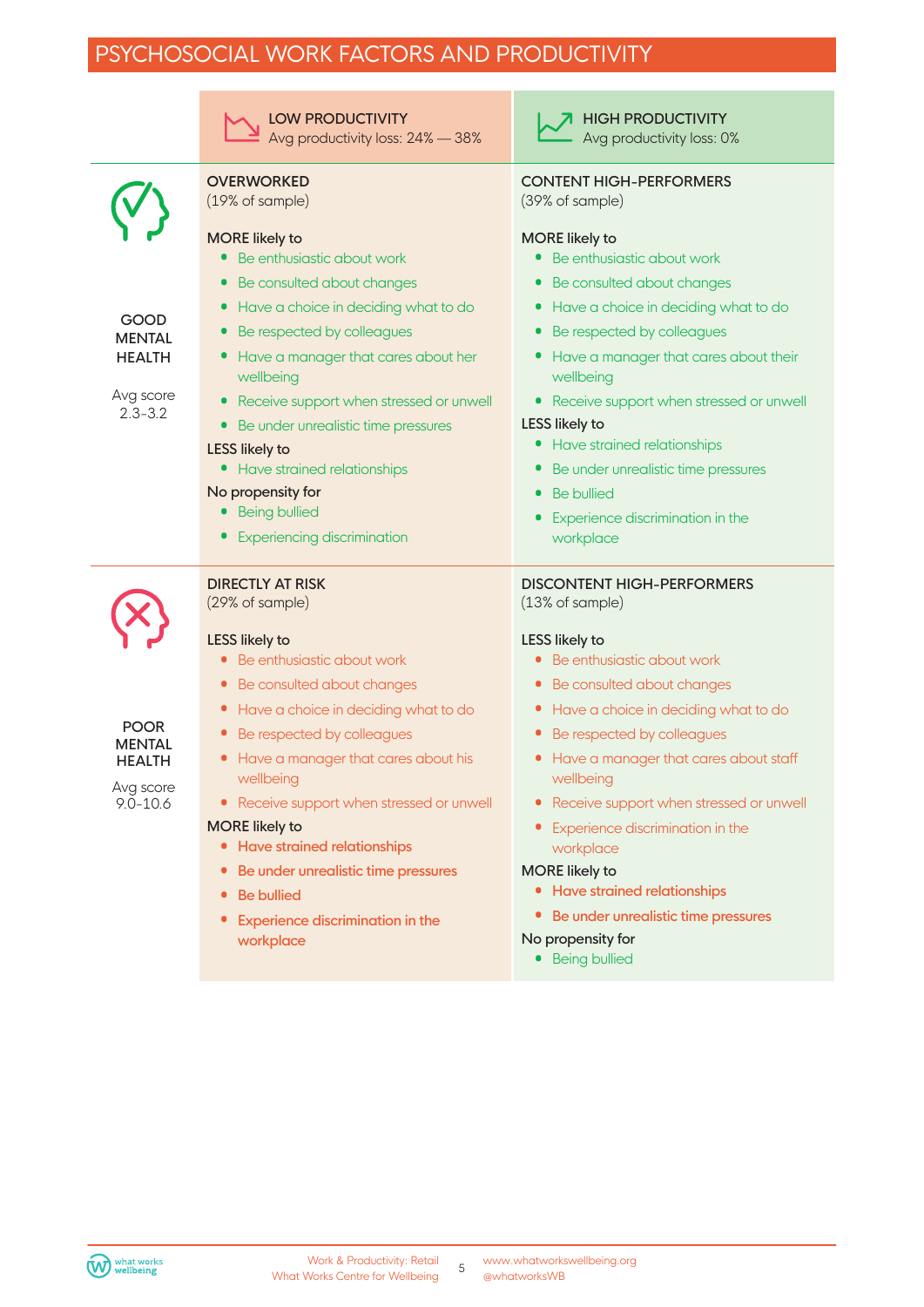# PSYCHOSOCIAL WORK FACTORS AND PRODUCTIVITY

| | LOW PRODUCTIVITY<br>Avg productivity loss: 24% — 38% | HIGH PRODUCTIVITY<br>Avg productivity loss: 0% |
|---|---|---|
| GOOD MENTAL HEALTH<br><br>Avg score 2.3-3.2 | **OVERWORKED**<br>(19% of sample)<br><br>MORE likely to<br>• Be enthusiastic about work<br>• Be consulted about changes<br>• Have a choice in deciding what to do<br>• Be respected by colleagues<br>• Have a manager that cares about her wellbeing<br>• Receive support when stressed or unwell<br>• Be under unrealistic time pressures<br><br>LESS likely to<br>• Have strained relationships<br><br>No propensity for<br>• Being bullied<br>• Experiencing discrimination | **CONTENT HIGH-PERFORMERS**<br>(39% of sample)<br><br>MORE likely to<br>• Be enthusiastic about work<br>• Be consulted about changes<br>• Have a choice in deciding what to do<br>• Be respected by colleagues<br>• Have a manager that cares about their wellbeing<br>• Receive support when stressed or unwell<br><br>LESS likely to<br>• Have strained relationships<br>• Be under unrealistic time pressures<br>• Be bullied<br>• Experience discrimination in the workplace |
| POOR MENTAL HEALTH<br><br>Avg score 9.0-10.6 | **DIRECTLY AT RISK**<br>(29% of sample)<br><br>LESS likely to<br>• Be enthusiastic about work<br>• Be consulted about changes<br>• Have a choice in deciding what to do<br>• Be respected by colleagues<br>• Have a manager that cares about his wellbeing<br>• Receive support when stressed or unwell<br><br>MORE likely to<br>• Have strained relationships<br>• Be under unrealistic time pressures<br>• Be bullied<br>• Experience discrimination in the workplace | **DISCONTENT HIGH-PERFORMERS**<br>(13% of sample)<br><br>LESS likely to<br>• Be enthusiastic about work<br>• Be consulted about changes<br>• Have a choice in deciding what to do<br>• Be respected by colleagues<br>• Have a manager that cares about staff wellbeing<br>• Receive support when stressed or unwell<br>• Experience discrimination in the workplace<br><br>MORE likely to<br>• Have strained relationships<br>• Be under unrealistic time pressures<br><br>No propensity for<br>• Being bullied |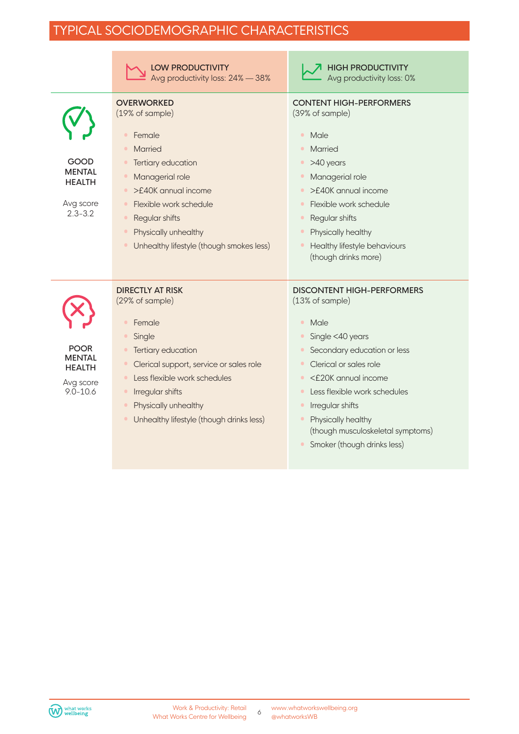## TYPICAL SOCIODEMOGRAPHIC CHARACTERISTICS

| | LOW PRODUCTIVITY<br>Avg productivity loss: 24% — 38% | HIGH PRODUCTIVITY<br>Avg productivity loss: 0% |
|---|---|---|
| **GOOD MENTAL HEALTH**<br>Avg score 2.3-3.2 | **OVERWORKED**<br>(19% of sample)<br>• Female<br>• Married<br>• Tertiary education<br>• Managerial role<br>• >£40K annual income<br>• Flexible work schedule<br>• Regular shifts<br>• Physically unhealthy<br>• Unhealthy lifestyle (though smokes less) | **CONTENT HIGH-PERFORMERS**<br>(39% of sample)<br>• Male<br>• Married<br>• >40 years<br>• Managerial role<br>• >£40K annual income<br>• Flexible work schedule<br>• Regular shifts<br>• Physically healthy<br>• Healthy lifestyle behaviours (though drinks more) |
| **POOR MENTAL HEALTH**<br>Avg score 9.0-10.6 | **DIRECTLY AT RISK**<br>(29% of sample)<br>• Female<br>• Single<br>• Tertiary education<br>• Clerical support, service or sales role<br>• Less flexible work schedules<br>• Irregular shifts<br>• Physically unhealthy<br>• Unhealthy lifestyle (though drinks less) | **DISCONTENT HIGH-PERFORMERS**<br>(13% of sample)<br>• Male<br>• Single <40 years<br>• Secondary education or less<br>• Clerical or sales role<br>• <£20K annual income<br>• Less flexible work schedules<br>• Irregular shifts<br>• Physically healthy (though musculoskeletal symptoms)<br>• Smoker (though drinks less) |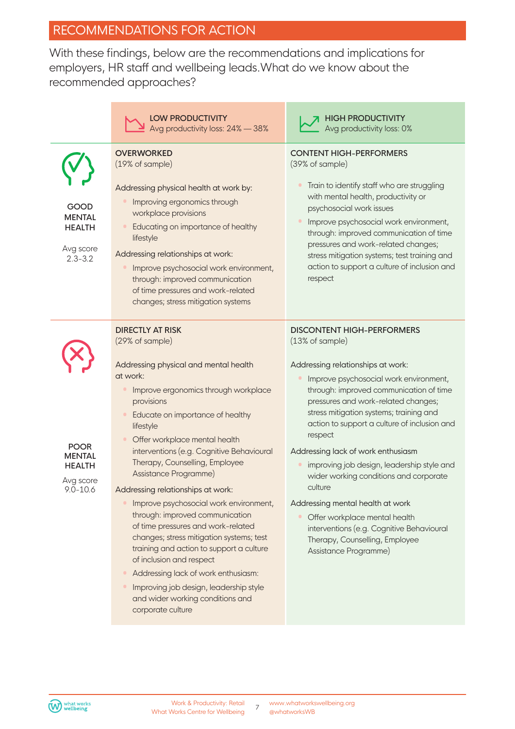## RECOMMENDATIONS FOR ACTION

With these findings, below are the recommendations and implications for employers, HR staff and wellbeing leads. What do we know about the recommended approaches?

| | LOW PRODUCTIVITY<br>Avg productivity loss: 24% — 38% | HIGH PRODUCTIVITY<br>Avg productivity loss: 0% |
|---|---|---|
| GOOD MENTAL HEALTH<br>Avg score 2.3-3.2 | **OVERWORKED**<br>(19% of sample)<br><br>Addressing physical health at work by:<br>• Improving ergonomics through workplace provisions<br>• Educating on importance of healthy lifestyle<br><br>Addressing relationships at work:<br>• Improve psychosocial work environment, through: improved communication of time pressures and work-related changes; stress mitigation systems | **CONTENT HIGH-PERFORMERS**<br>(39% of sample)<br><br>• Train to identify staff who are struggling with mental health, productivity or psychosocial work issues<br>• Improve psychosocial work environment, through: improved communication of time pressures and work-related changes; stress mitigation systems; test training and action to support a culture of inclusion and respect |
| POOR MENTAL HEALTH<br>Avg score 9.0-10.6 | **DIRECTLY AT RISK**<br>(29% of sample)<br><br>Addressing physical and mental health at work:<br>• Improve ergonomics through workplace provisions<br>• Educate on importance of healthy lifestyle<br>• Offer workplace mental health interventions (e.g. Cognitive Behavioural Therapy, Counselling, Employee Assistance Programme)<br><br>Addressing relationships at work:<br>• Improve psychosocial work environment, through: improved communication of time pressures and work-related changes; stress mitigation systems; test training and action to support a culture of inclusion and respect<br>• Addressing lack of work enthusiasm:<br>• Improving job design, leadership style and wider working conditions and corporate culture | **DISCONTENT HIGH-PERFORMERS**<br>(13% of sample)<br><br>Addressing relationships at work:<br>• Improve psychosocial work environment, through: improved communication of time pressures and work-related changes; stress mitigation systems; training and action to support a culture of inclusion and respect<br><br>Addressing lack of work enthusiasm<br>• improving job design, leadership style and wider working conditions and corporate culture<br><br>Addressing mental health at work<br>• Offer workplace mental health interventions (e.g. Cognitive Behavioural Therapy, Counselling, Employee Assistance Programme) |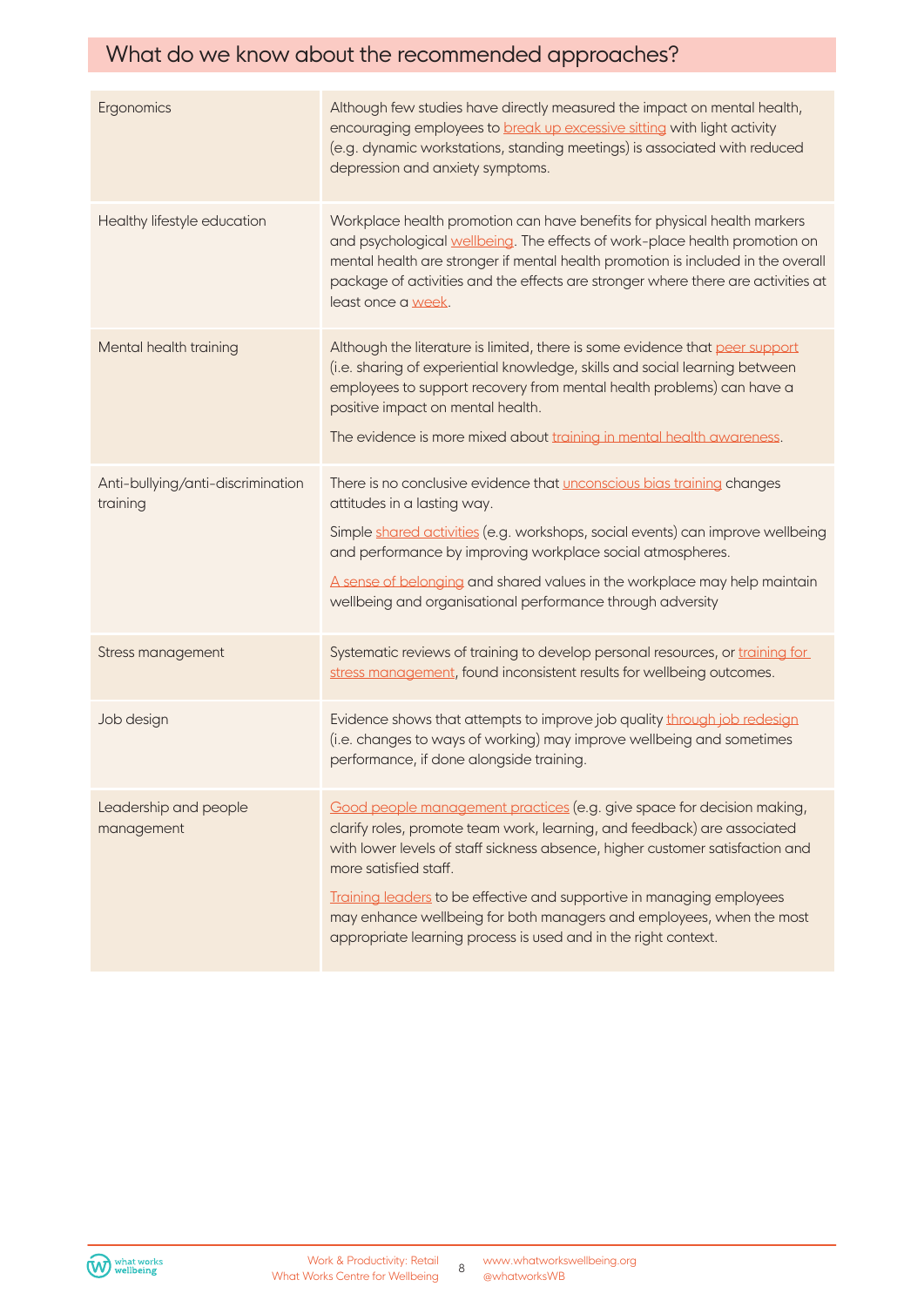## What do we know about the recommended approaches?

| | |
|---|---|
| Ergonomics | Although few studies have directly measured the impact on mental health, encouraging employees to break up excessive sitting with light activity (e.g. dynamic workstations, standing meetings) is associated with reduced depression and anxiety symptoms. |
| Healthy lifestyle education | Workplace health promotion can have benefits for physical health markers and psychological wellbeing. The effects of work-place health promotion on mental health are stronger if mental health promotion is included in the overall package of activities and the effects are stronger where there are activities at least once a week. |
| Mental health training | Although the literature is limited, there is some evidence that peer support (i.e. sharing of experiential knowledge, skills and social learning between employees to support recovery from mental health problems) can have a positive impact on mental health.<br><br>The evidence is more mixed about training in mental health awareness. |
| Anti-bullying/anti-discrimination training | There is no conclusive evidence that unconscious bias training changes attitudes in a lasting way.<br><br>Simple shared activities (e.g. workshops, social events) can improve wellbeing and performance by improving workplace social atmospheres.<br><br>A sense of belonging and shared values in the workplace may help maintain wellbeing and organisational performance through adversity |
| Stress management | Systematic reviews of training to develop personal resources, or training for stress management, found inconsistent results for wellbeing outcomes. |
| Job design | Evidence shows that attempts to improve job quality through job redesign (i.e. changes to ways of working) may improve wellbeing and sometimes performance, if done alongside training. |
| Leadership and people management | Good people management practices (e.g. give space for decision making, clarify roles, promote team work, learning, and feedback) are associated with lower levels of staff sickness absence, higher customer satisfaction and more satisfied staff.<br><br>Training leaders to be effective and supportive in managing employees may enhance wellbeing for both managers and employees, when the most appropriate learning process is used and in the right context. |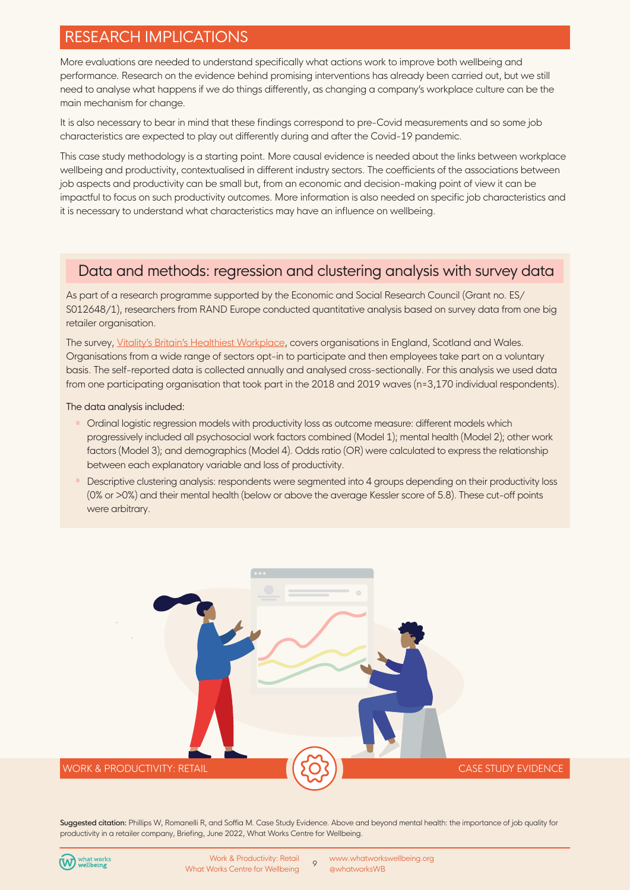## RESEARCH IMPLICATIONS

More evaluations are needed to understand specifically what actions work to improve both wellbeing and performance. Research on the evidence behind promising interventions has already been carried out, but we still need to analyse what happens if we do things differently, as changing a company's workplace culture can be the main mechanism for change.

It is also necessary to bear in mind that these findings correspond to pre-Covid measurements and so some job characteristics are expected to play out differently during and after the Covid-19 pandemic.

This case study methodology is a starting point. More causal evidence is needed about the links between workplace wellbeing and productivity, contextualised in different industry sectors. The coefficients of the associations between job aspects and productivity can be small but, from an economic and decision-making point of view it can be impactful to focus on such productivity outcomes. More information is also needed on specific job characteristics and it is necessary to understand what characteristics may have an influence on wellbeing.

## Data and methods: regression and clustering analysis with survey data

As part of a research programme supported by the Economic and Social Research Council (Grant no. ES/S012648/1), researchers from RAND Europe conducted quantitative analysis based on survey data from one big retailer organisation.

The survey, Vitality's Britain's Healthiest Workplace, covers organisations in England, Scotland and Wales. Organisations from a wide range of sectors opt-in to participate and then employees take part on a voluntary basis. The self-reported data is collected annually and analysed cross-sectionally. For this analysis we used data from one participating organisation that took part in the 2018 and 2019 waves (n=3,170 individual respondents).

The data analysis included:

- Ordinal logistic regression models with productivity loss as outcome measure: different models which progressively included all psychosocial work factors combined (Model 1); mental health (Model 2); other work factors (Model 3); and demographics (Model 4). Odds ratio (OR) were calculated to express the relationship between each explanatory variable and loss of productivity.
- Descriptive clustering analysis: respondents were segmented into 4 groups depending on their productivity loss (0% or >0%) and their mental health (below or above the average Kessler score of 5.8). These cut-off points were arbitrary.

WORK & PRODUCTIVITY: RETAIL — CASE STUDY EVIDENCE

**Suggested citation:** Phillips W, Romanelli R, and Soffia M. Case Study Evidence. Above and beyond mental health: the importance of job quality for productivity in a retailer company, Briefing, June 2022, What Works Centre for Wellbeing.